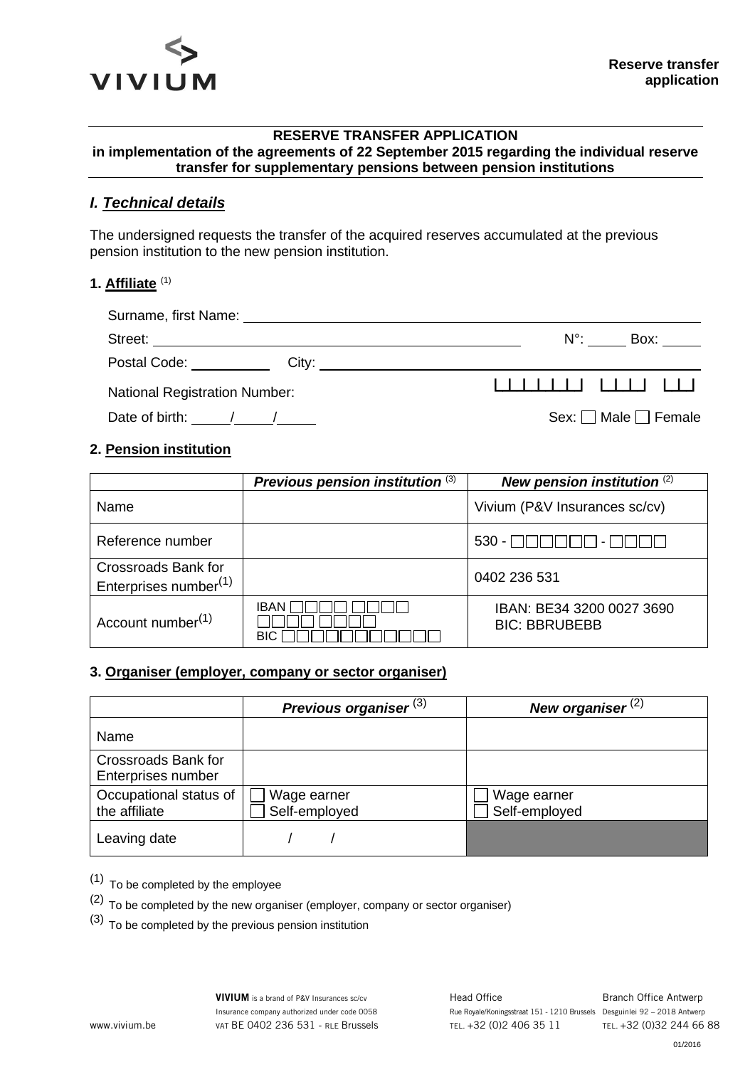VIVIUM

**Reserve transfer application**

---

**RESERVE TRANSFER APPLICATION**
**in implementation of the agreements of 22 September 2015 regarding the individual reserve transfer for supplementary pensions between pension institutions**

---

## *I. Technical details*

The undersigned requests the transfer of the acquired reserves accumulated at the previous pension institution to the new pension institution.

### 1. Affiliate [1]

Surname, first Name: ______________________________

Street: ______________________________ N°: _____ Box: _____

Postal Code: __________ City: ______________________________

National Registration Number: _ _ _ _ _ _ _ _ _ _ _ _ _ _

Date of birth: _____/_____/_____ Sex: ☐ Male ☐ Female

### 2. Pension institution

| | *Previous pension institution* [3] | *New pension institution* [2] |
|---|---|---|
| Name | | Vivium (P&V Insurances sc/cv) |
| Reference number | | 530 - ☐☐☐☐☐☐ - ☐☐☐☐ |
| Crossroads Bank for Enterprises number[1] | | 0402 236 531 |
| Account number[1] | IBAN ☐☐☐☐ ☐☐☐☐ ☐☐☐☐ ☐☐☐☐<br>BIC ☐☐☐☐☐☐☐☐☐☐☐ | IBAN: BE34 3200 0027 3690<br>BIC: BBRUBEBB |

### 3. Organiser (employer, company or sector organiser)

| | *Previous organiser* [3] | *New organiser* [2] |
|---|---|---|
| Name | | |
| Crossroads Bank for Enterprises number | | |
| Occupational status of the affiliate | ☐ Wage earner<br>☐ Self-employed | ☐ Wage earner<br>☐ Self-employed |
| Leaving date | / / | |

[1] To be completed by the employee

[2] To be completed by the new organiser (employer, company or sector organiser)

[3] To be completed by the previous pension institution

www.vivium.be

**VIVIUM** is a brand of P&V Insurances sc/cv
Insurance company authorized under code 0058
VAT BE 0402 236 531 - RLE Brussels

Head Office
Rue Royale/Koningsstraat 151 - 1210 Brussels
TEL. +32 (0)2 406 35 11

Branch Office Antwerp
Desguinlei 92 – 2018 Antwerp
TEL. +32 (0)32 244 66 88

01/2016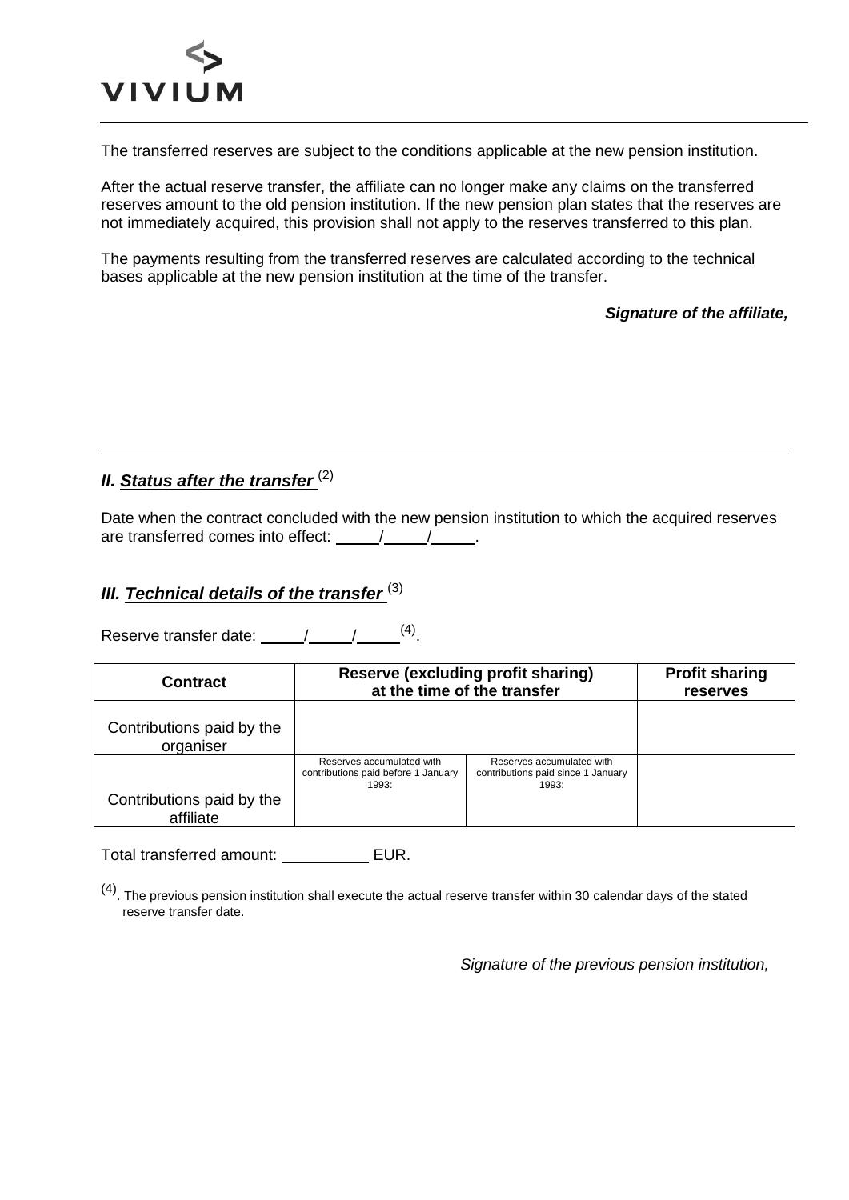The transferred reserves are subject to the conditions applicable at the new pension institution.

After the actual reserve transfer, the affiliate can no longer make any claims on the transferred reserves amount to the old pension institution. If the new pension plan states that the reserves are not immediately acquired, this provision shall not apply to the reserves transferred to this plan.

The payments resulting from the transferred reserves are calculated according to the technical bases applicable at the new pension institution at the time of the transfer.

***Signature of the affiliate,***

---

## *II. Status after the transfer* (2)

Date when the contract concluded with the new pension institution to which the acquired reserves are transferred comes into effect: \_\_\_\_\_/\_\_\_\_\_/\_\_\_\_\_.

## *III. Technical details of the transfer* (3)

Reserve transfer date: \_\_\_\_\_/\_\_\_\_\_/\_\_\_\_\_ (4).

| Contract | Reserve (excluding profit sharing) at the time of the transfer | | Profit sharing reserves |
|---|---|---|---|
| Contributions paid by the organiser | | | |
| Contributions paid by the affiliate | Reserves accumulated with contributions paid before 1 January 1993: | Reserves accumulated with contributions paid since 1 January 1993: | |

Total transferred amount: \_\_\_\_\_\_\_\_\_\_ EUR.

(4). The previous pension institution shall execute the actual reserve transfer within 30 calendar days of the stated reserve transfer date.

*Signature of the previous pension institution,*